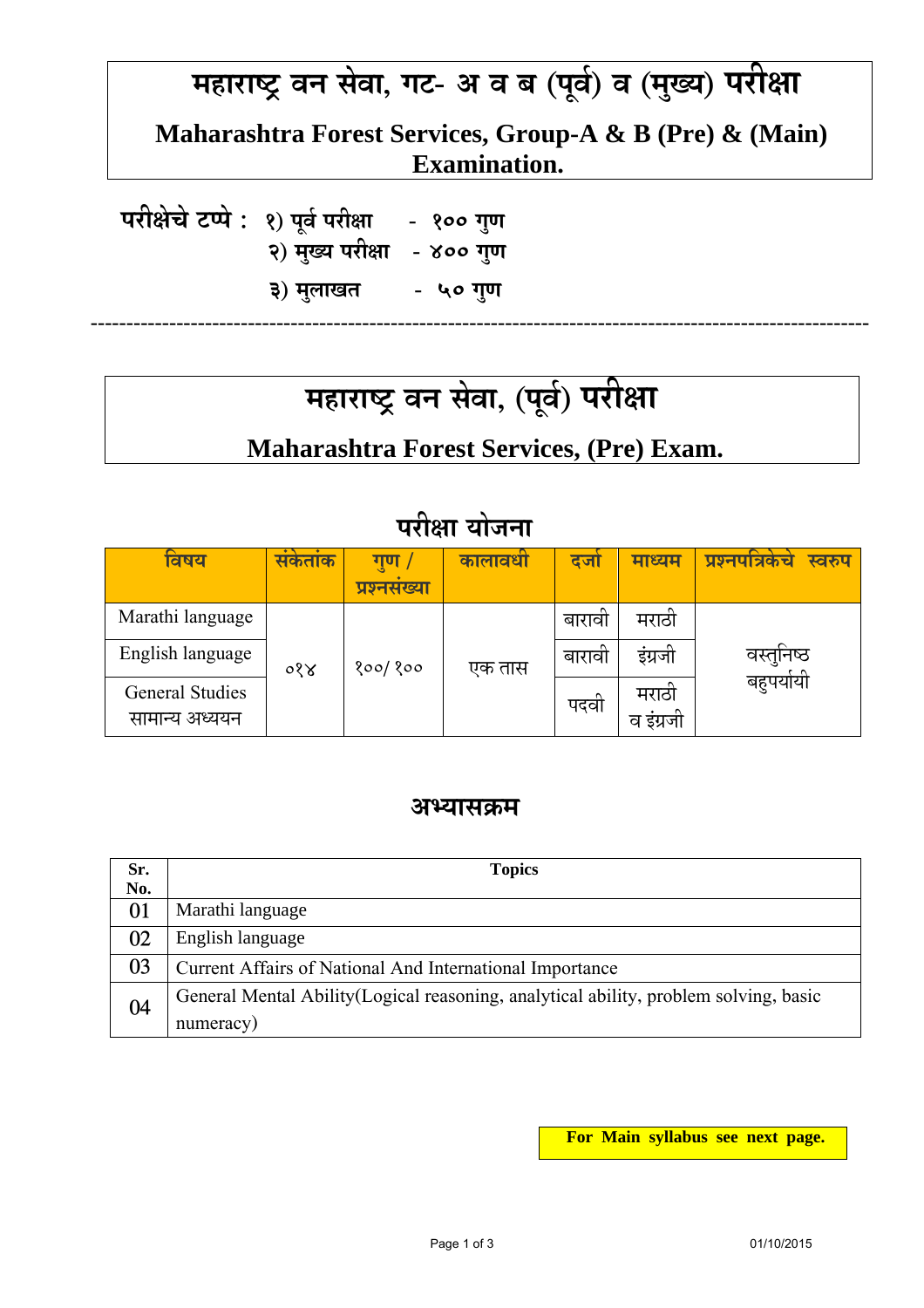# महाराष्ट्र वन सेवा, गट- अ व ब (पूर्व) व (मुख्य) परीक्षा

**Maharashtra Forest Services, Group-A & B (Pre) & (Main) Examination.**

**परीक्षेचे टप्पे :** १) पूर्व परीक्षा - १०० गुण
२) मुख्य परीक्षा - ४०० गुण
३) मुलाखत - ५० गुण

---

# महाराष्ट्र वन सेवा, (पूर्व) परीक्षा

**Maharashtra Forest Services, (Pre) Exam.**

## परीक्षा योजना

| विषय | संकेतांक | गुण / प्रश्नसंख्या | कालावधी | दर्जा | माध्यम | प्रश्नपत्रिकेचे स्वरुप |
|---|---|---|---|---|---|---|
| Marathi language | ०१४ | १००/ १०० | एक तास | बारावी | मराठी | वस्तुनिष्ठ बहुपर्यायी |
| English language | | | | बारावी | इंग्रजी | |
| General Studies सामान्य अध्ययन | | | | पदवी | मराठी व इंग्रजी | |

## अभ्यासक्रम

| Sr. No. | Topics |
|---|---|
| 01 | Marathi language |
| 02 | English language |
| 03 | Current Affairs of National And International Importance |
| 04 | General Mental Ability(Logical reasoning, analytical ability, problem solving, basic numeracy) |

**For Main syllabus see next page.**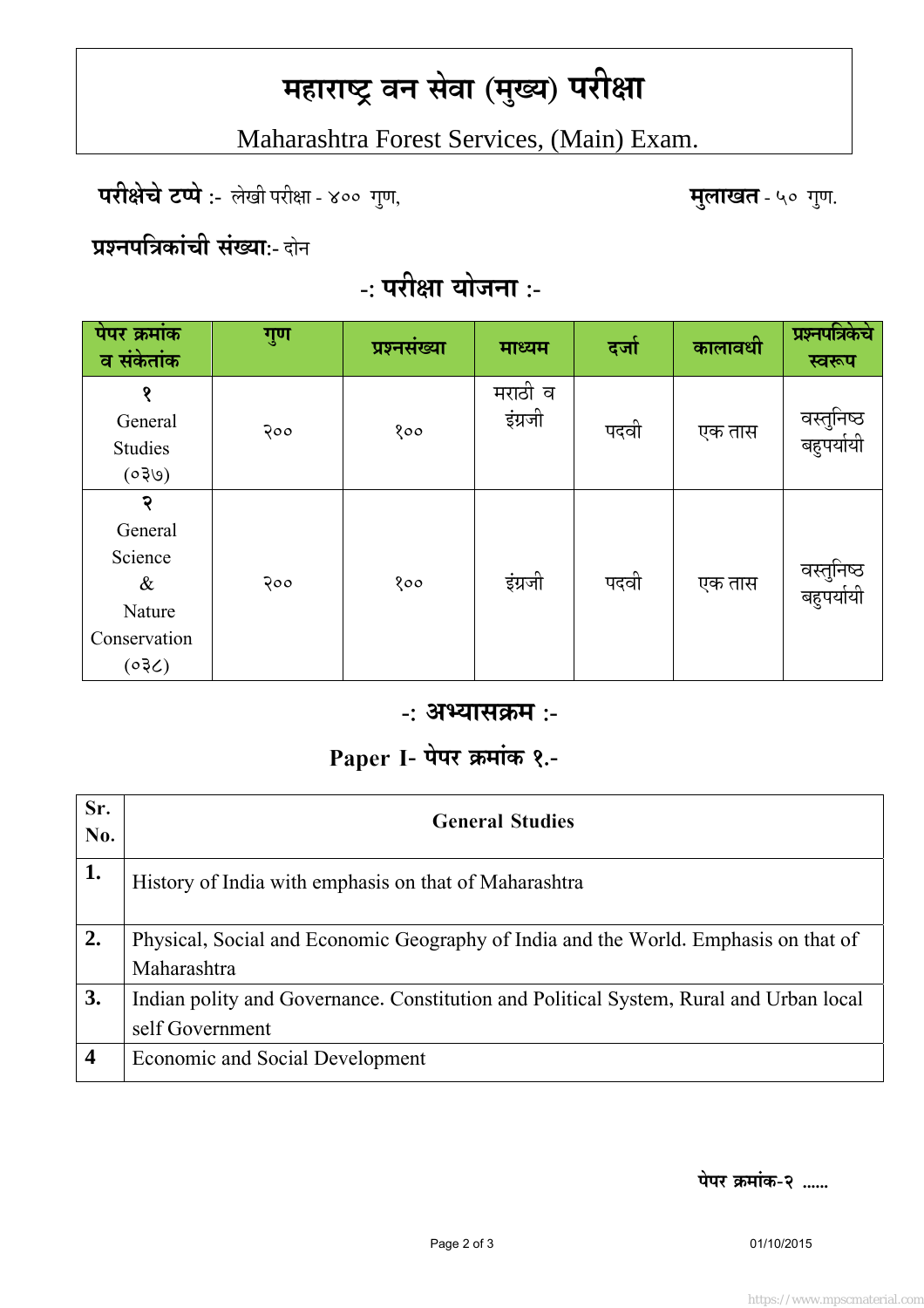# महाराष्ट्र वन सेवा (मुख्य) परीक्षा

Maharashtra Forest Services, (Main) Exam.

**परीक्षेचे टप्पे** :- लेखी परीक्षा - ४०० गुण, **मुलाखत** - ५० गुण.

**प्रश्नपत्रिकांची संख्या**:- दोन

## -: परीक्षा योजना :-

| पेपर क्रमांक व संकेतांक | गुण | प्रश्नसंख्या | माध्यम | दर्जा | कालावधी | प्रश्नपत्रिकेचे स्वरूप |
|---|---|---|---|---|---|---|
| १ General Studies (०३७) | २०० | १०० | मराठी व इंग्रजी | पदवी | एक तास | वस्तुनिष्ठ बहुपर्यायी |
| २ General Science & Nature Conservation (०३८) | २०० | १०० | इंग्रजी | पदवी | एक तास | वस्तुनिष्ठ बहुपर्यायी |

## -: अभ्यासक्रम :-

### Paper I- पेपर क्रमांक १.-

| Sr. No. | General Studies |
|---|---|
| **1.** | History of India with emphasis on that of Maharashtra |
| **2.** | Physical, Social and Economic Geography of India and the World. Emphasis on that of Maharashtra |
| **3.** | Indian polity and Governance. Constitution and Political System, Rural and Urban local self Government |
| **4** | Economic and Social Development |

**पेपर क्रमांक-२ ......**

01/10/2015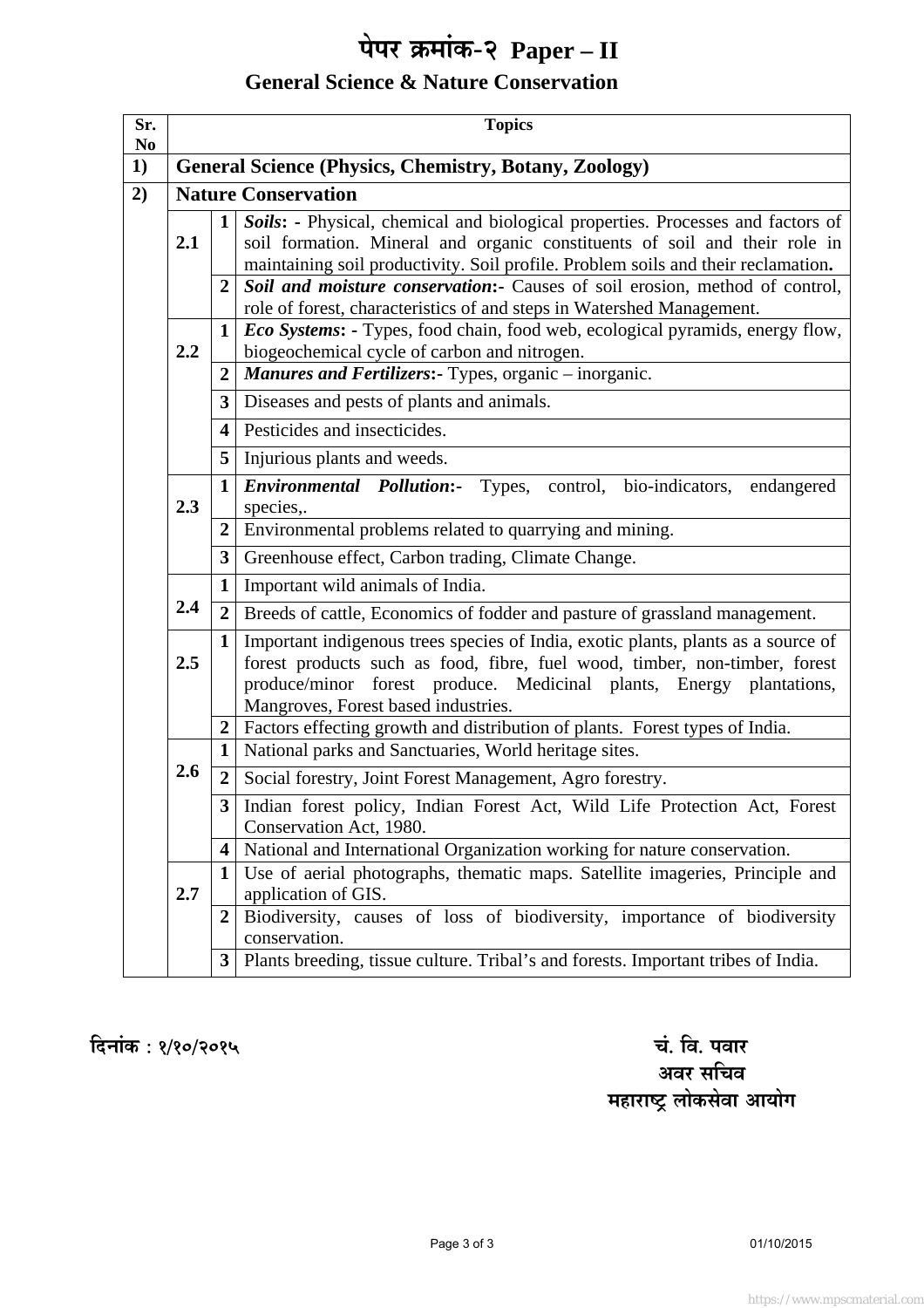# पेपर क्रमांक-२ Paper – II

## General Science & Nature Conservation

| Sr. No | Topics | | |
|---|---|---|---|
| **1)** | **General Science (Physics, Chemistry, Botany, Zoology)** | | |
| **2)** | **Nature Conservation** | | |
| | **2.1** | **1** | ***Soils*: -** Physical, chemical and biological properties. Processes and factors of soil formation. Mineral and organic constituents of soil and their role in maintaining soil productivity. Soil profile. Problem soils and their reclamation**.** |
| | | **2** | ***Soil and moisture conservation*:-** Causes of soil erosion, method of control, role of forest, characteristics of and steps in Watershed Management. |
| | **2.2** | **1** | ***Eco Systems*: -** Types, food chain, food web, ecological pyramids, energy flow, biogeochemical cycle of carbon and nitrogen. |
| | | **2** | ***Manures and Fertilizers*:-** Types, organic – inorganic. |
| | | **3** | Diseases and pests of plants and animals. |
| | | **4** | Pesticides and insecticides. |
| | | **5** | Injurious plants and weeds. |
| | **2.3** | **1** | ***Environmental Pollution*:-** Types, control, bio-indicators, endangered species,. |
| | | **2** | Environmental problems related to quarrying and mining. |
| | | **3** | Greenhouse effect, Carbon trading, Climate Change. |
| | **2.4** | **1** | Important wild animals of India. |
| | | **2** | Breeds of cattle, Economics of fodder and pasture of grassland management. |
| | **2.5** | **1** | Important indigenous trees species of India, exotic plants, plants as a source of forest products such as food, fibre, fuel wood, timber, non-timber, forest produce/minor forest produce. Medicinal plants, Energy plantations, Mangroves, Forest based industries. |
| | | **2** | Factors effecting growth and distribution of plants. Forest types of India. |
| | **2.6** | **1** | National parks and Sanctuaries, World heritage sites. |
| | | **2** | Social forestry, Joint Forest Management, Agro forestry. |
| | | **3** | Indian forest policy, Indian Forest Act, Wild Life Protection Act, Forest Conservation Act, 1980. |
| | | **4** | National and International Organization working for nature conservation. |
| | **2.7** | **1** | Use of aerial photographs, thematic maps. Satellite imageries, Principle and application of GIS. |
| | | **2** | Biodiversity, causes of loss of biodiversity, importance of biodiversity conservation. |
| | | **3** | Plants breeding, tissue culture. Tribal's and forests. Important tribes of India. |

**दिनांक : १/१०/२०१५**

**चं. वि. पवार**
**अवर सचिव**
**महाराष्ट्र लोकसेवा आयोग**